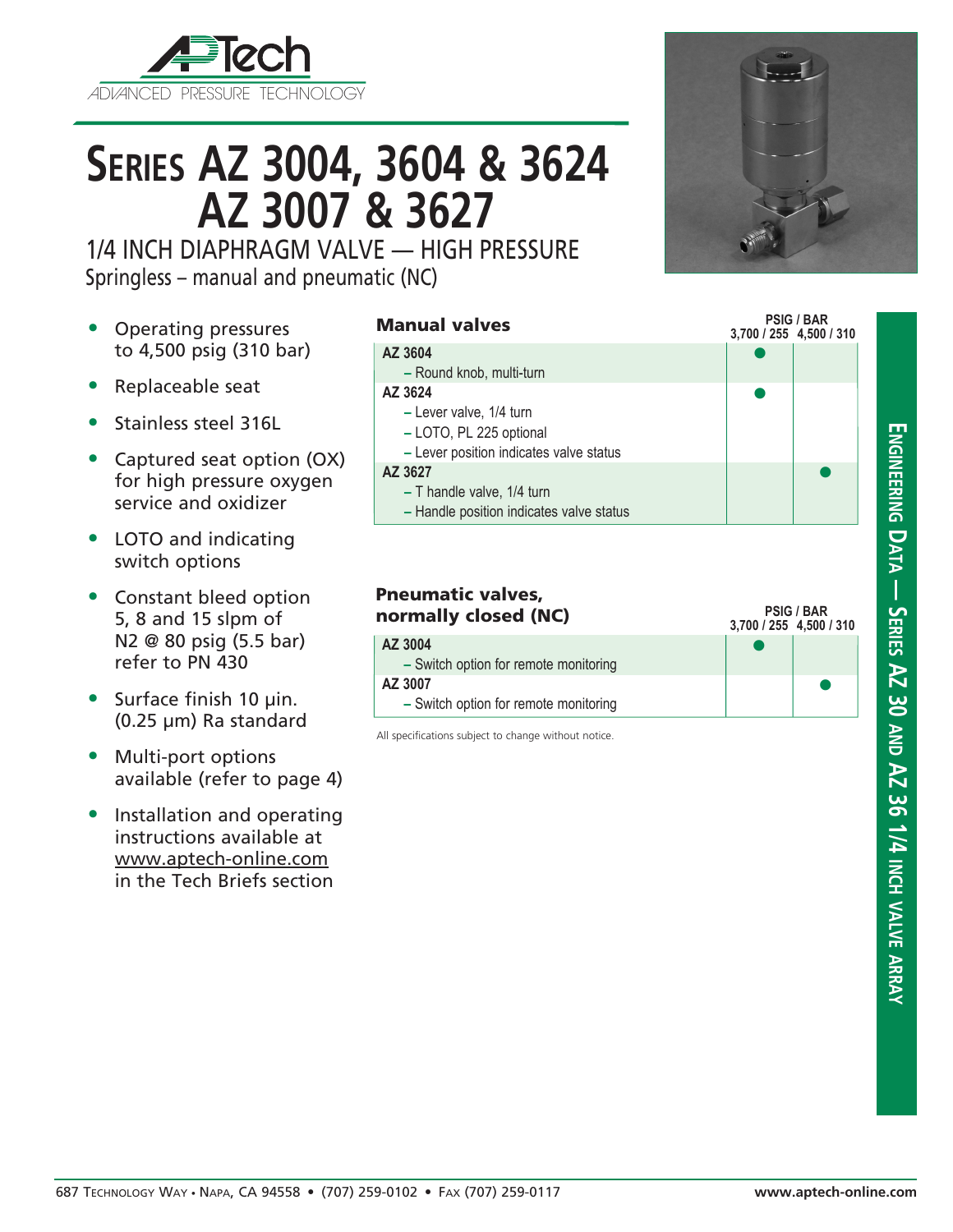# Series AZ 3004, 3604 & 3624 AZ 3007 & 3627

## 1/4 INCH DIAPHRAGM VALVE — HIGH PRESSURE

Springless – manual and pneumatic (NC)

- Operating pressures to 4,500 psig (310 bar)
- Replaceable seat
- Stainless steel 316L
- Captured seat option (OX) for high pressure oxygen service and oxidizer
- LOTO and indicating switch options
- Constant bleed option 5, 8 and 15 slpm of N2 @ 80 psig (5.5 bar) refer to PN 430
- Surface finish 10 µin. (0.25 µm) Ra standard
- Multi-port options available (refer to page 4)
- Installation and operating instructions available at www.aptech-online.com in the Tech Briefs section

### Manual valves

| | PSIG / BAR 3,700 / 255 | 4,500 / 310 |
|---|---|---|
| **AZ 3604**<br>– Round knob, multi-turn | ● | |
| **AZ 3624**<br>– Lever valve, 1/4 turn<br>– LOTO, PL 225 optional<br>– Lever position indicates valve status | ● | |
| **AZ 3627**<br>– T handle valve, 1/4 turn<br>– Handle position indicates valve status | | ● |

### Pneumatic valves, normally closed (NC)

| | PSIG / BAR 3,700 / 255 | 4,500 / 310 |
|---|---|---|
| **AZ 3004**<br>– Switch option for remote monitoring | ● | |
| **AZ 3007**<br>– Switch option for remote monitoring | | ● |

All specifications subject to change without notice.

Engineering Data — Series AZ 30 and AZ 36 1/4 inch valve array

687 Technology Way • Napa, CA 94558 • (707) 259-0102 • Fax (707) 259-0117 www.aptech-online.com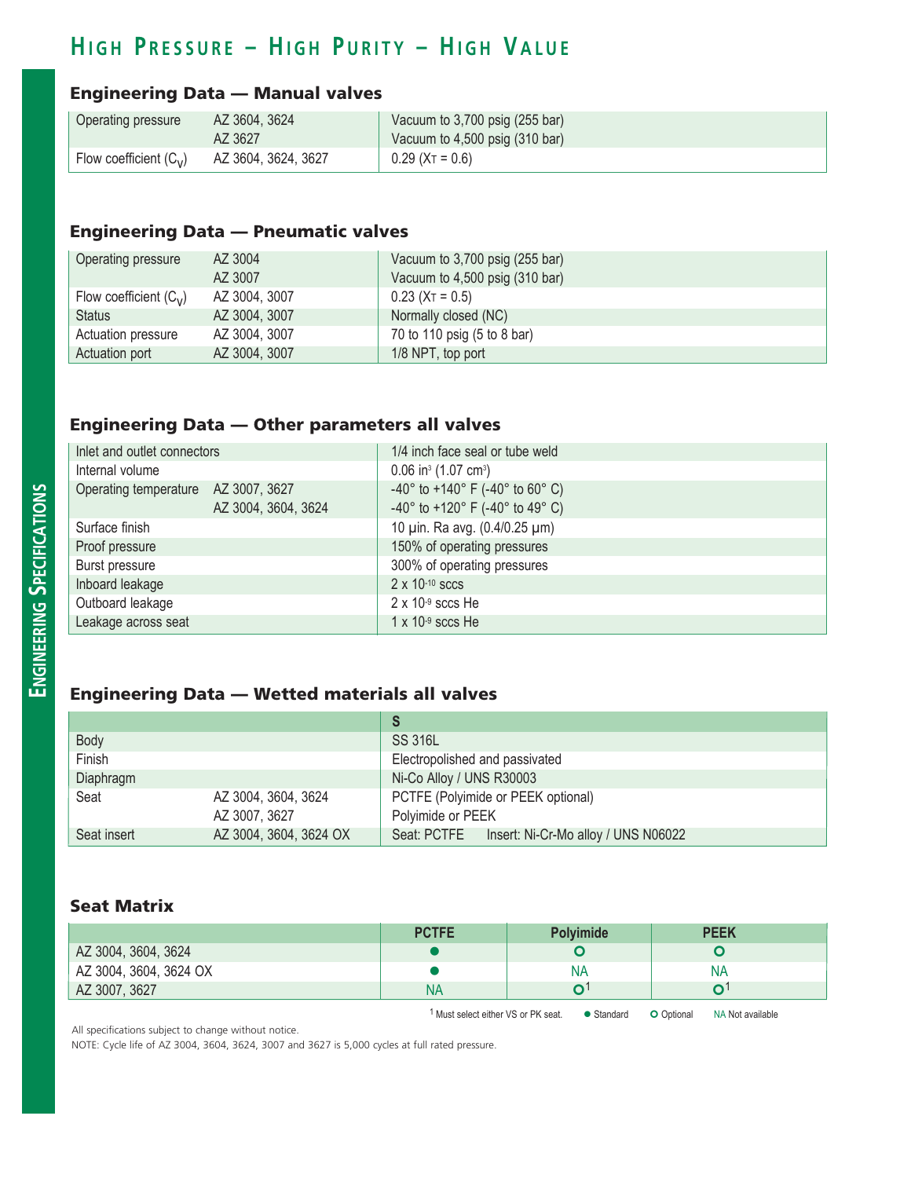# HIGH PRESSURE – HIGH PURITY – HIGH VALUE

## Engineering Data — Manual valves

| | | |
|---|---|---|
| Operating pressure | AZ 3604, 3624 | Vacuum to 3,700 psig (255 bar) |
| | AZ 3627 | Vacuum to 4,500 psig (310 bar) |
| Flow coefficient ($C_V$) | AZ 3604, 3624, 3627 | 0.29 ($X_T$ = 0.6) |

## Engineering Data — Pneumatic valves

| | | |
|---|---|---|
| Operating pressure | AZ 3004 | Vacuum to 3,700 psig (255 bar) |
| | AZ 3007 | Vacuum to 4,500 psig (310 bar) |
| Flow coefficient ($C_V$) | AZ 3004, 3007 | 0.23 ($X_T$ = 0.5) |
| Status | AZ 3004, 3007 | Normally closed (NC) |
| Actuation pressure | AZ 3004, 3007 | 70 to 110 psig (5 to 8 bar) |
| Actuation port | AZ 3004, 3007 | 1/8 NPT, top port |

## Engineering Data — Other parameters all valves

| | | |
|---|---|---|
| Inlet and outlet connectors | | 1/4 inch face seal or tube weld |
| Internal volume | | 0.06 $in^3$ (1.07 $cm^3$) |
| Operating temperature | AZ 3007, 3627 | -40° to +140° F (-40° to 60° C) |
| | AZ 3004, 3604, 3624 | -40° to +120° F (-40° to 49° C) |
| Surface finish | | 10 µin. Ra avg. (0.4/0.25 µm) |
| Proof pressure | | 150% of operating pressures |
| Burst pressure | | 300% of operating pressures |
| Inboard leakage | | 2 x $10^{-10}$ sccs |
| Outboard leakage | | 2 x $10^{-9}$ sccs He |
| Leakage across seat | | 1 x $10^{-9}$ sccs He |

## Engineering Data — Wetted materials all valves

| | | S |
|---|---|---|
| Body | | SS 316L |
| Finish | | Electropolished and passivated |
| Diaphragm | | Ni-Co Alloy / UNS R30003 |
| Seat | AZ 3004, 3604, 3624 | PCTFE (Polyimide or PEEK optional) |
| | AZ 3007, 3627 | Polyimide or PEEK |
| Seat insert | AZ 3004, 3604, 3624 OX | Seat: PCTFE Insert: Ni-Cr-Mo alloy / UNS N06022 |

## Seat Matrix

| | PCTFE | Polyimide | PEEK |
|---|---|---|---|
| AZ 3004, 3604, 3624 | ● | O | O |
| AZ 3004, 3604, 3624 OX | ● | NA | NA |
| AZ 3007, 3627 | NA | O[1] | O[1] |

[1] Must select either VS or PK seat. ● Standard O Optional NA Not available

All specifications subject to change without notice.

NOTE: Cycle life of AZ 3004, 3604, 3624, 3007 and 3627 is 5,000 cycles at full rated pressure.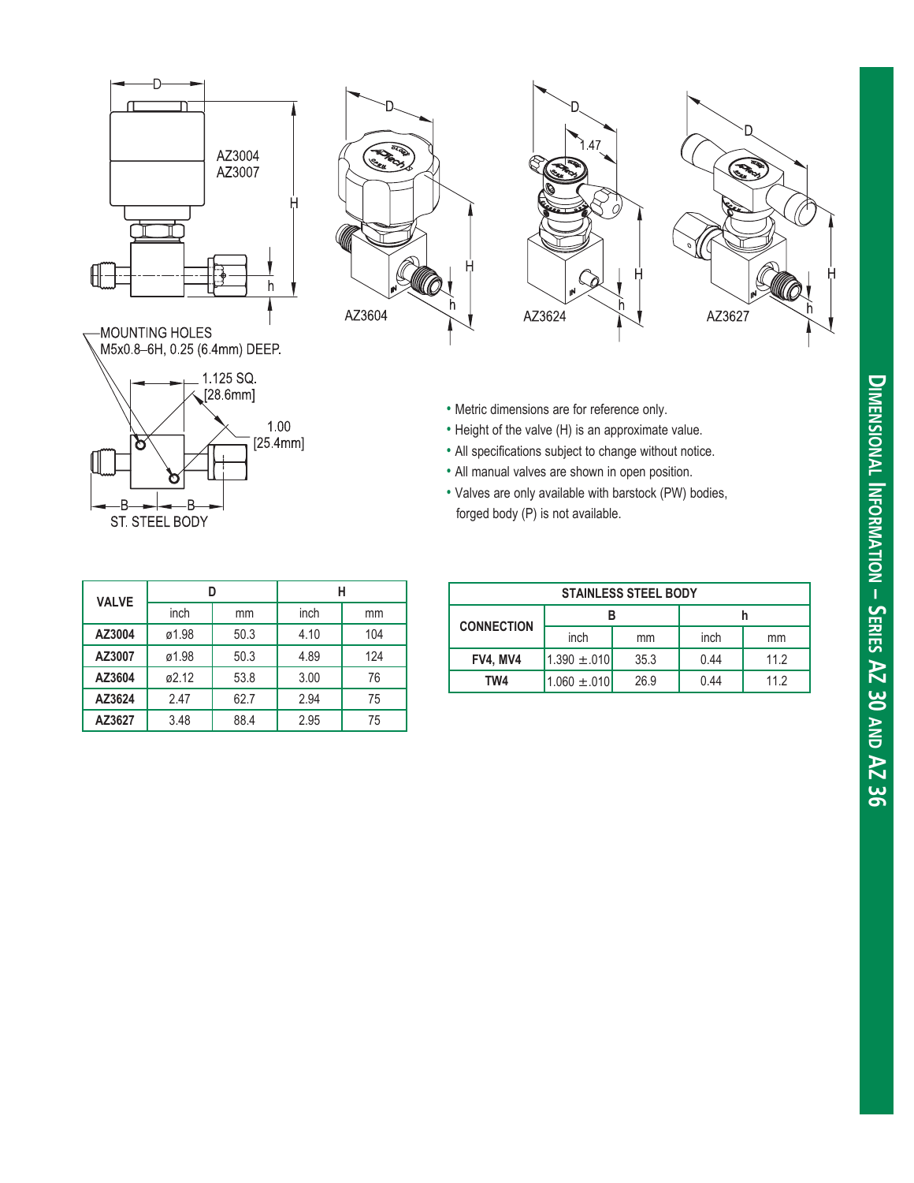## Dimensional Information – Series AZ 30 and AZ 36

AZ3004
AZ3007

MOUNTING HOLES
M5x0.8–6H, 0.25 (6.4mm) DEEP.

1.125 SQ.
[28.6mm]

1.00
[25.4mm]

ST. STEEL BODY

AZ3604

AZ3624

AZ3627

- Metric dimensions are for reference only.
- Height of the valve (H) is an approximate value.
- All specifications subject to change without notice.
- All manual valves are shown in open position.
- Valves are only available with barstock (PW) bodies, forged body (P) is not available.

| VALVE | D | | H | |
|---|---|---|---|---|
| | inch | mm | inch | mm |
| AZ3004 | ø1.98 | 50.3 | 4.10 | 104 |
| AZ3007 | ø1.98 | 50.3 | 4.89 | 124 |
| AZ3604 | ø2.12 | 53.8 | 3.00 | 76 |
| AZ3624 | 2.47 | 62.7 | 2.94 | 75 |
| AZ3627 | 3.48 | 88.4 | 2.95 | 75 |

| STAINLESS STEEL BODY | | | | |
|---|---|---|---|---|
| CONNECTION | B | | h | |
| | inch | mm | inch | mm |
| FV4, MV4 | 1.390 ±.010 | 35.3 | 0.44 | 11.2 |
| TW4 | 1.060 ±.010 | 26.9 | 0.44 | 11.2 |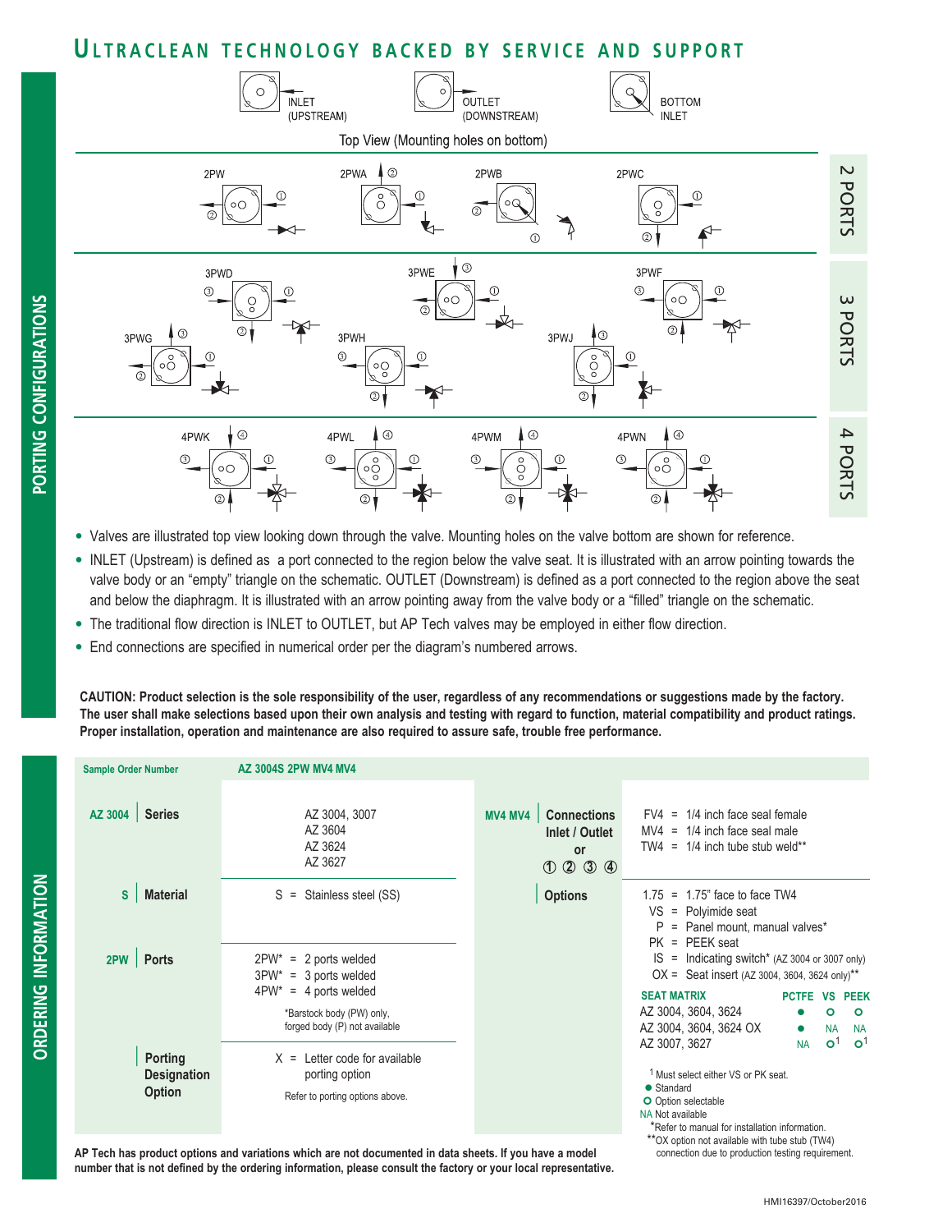# Ultraclean Technology Backed by Service and Support

## Porting Configurations

INLET (UPSTREAM)

OUTLET (DOWNSTREAM)

BOTTOM INLET

Top View (Mounting holes on bottom)

**2 PORTS**

2PW

2PWA

2PWB

2PWC

**3 PORTS**

3PWD

3PWE

3PWF

3PWG

3PWH

3PWJ

**4 PORTS**

4PWK

4PWL

4PWM

4PWN

- Valves are illustrated top view looking down through the valve. Mounting holes on the valve bottom are shown for reference.
- INLET (Upstream) is defined as a port connected to the region below the valve seat. It is illustrated with an arrow pointing towards the valve body or an "empty" triangle on the schematic. OUTLET (Downstream) is defined as a port connected to the region above the seat and below the diaphragm. It is illustrated with an arrow pointing away from the valve body or a "filled" triangle on the schematic.
- The traditional flow direction is INLET to OUTLET, but AP Tech valves may be employed in either flow direction.
- End connections are specified in numerical order per the diagram's numbered arrows.

**CAUTION: Product selection is the sole responsibility of the user, regardless of any recommendations or suggestions made by the factory. The user shall make selections based upon their own analysis and testing with regard to function, material compatibility and product ratings. Proper installation, operation and maintenance are also required to assure safe, trouble free performance.**

## Ordering Information

**Sample Order Number** **AZ 3004S 2PW MV4 MV4**

| Code | Field | Description |
|---|---|---|
| **AZ 3004** | **Series** | AZ 3004, 3007<br>AZ 3604<br>AZ 3624<br>AZ 3627 |
| **S** | **Material** | S = Stainless steel (SS) |
| **2PW** | **Ports** | 2PW* = 2 ports welded<br>3PW* = 3 ports welded<br>4PW* = 4 ports welded<br>*Barstock body (PW) only, forged body (P) not available |
| | **Porting Designation Option** | X = Letter code for available porting option<br>Refer to porting options above. |
| **MV4 MV4** | **Connections Inlet / Outlet or ① ② ③ ④** | FV4 = 1/4 inch face seal female<br>MV4 = 1/4 inch face seal male<br>TW4 = 1/4 inch tube stub weld** |
| | **Options** | 1.75 = 1.75" face to face TW4<br>VS = Polyimide seat<br>P = Panel mount, manual valves*<br>PK = PEEK seat<br>IS = Indicating switch* (AZ 3004 or 3007 only)<br>OX = Seat insert (AZ 3004, 3604, 3624 only)** |

**SEAT MATRIX**

| SEAT MATRIX | PCTFE | VS | PEEK |
|---|---|---|---|
| AZ 3004, 3604, 3624 | ● | ○ | ○ |
| AZ 3004, 3604, 3624 OX | ● | NA | NA |
| AZ 3007, 3627 | NA | ○[1] | ○[1] |

[1] Must select either VS or PK seat.

● Standard

○ Option selectable

NA Not available

*Refer to manual for installation information.

**OX option not available with tube stub (TW4) connection due to production testing requirement.

**AP Tech has product options and variations which are not documented in data sheets. If you have a model number that is not defined by the ordering information, please consult the factory or your local representative.**

HMI16397/October2016